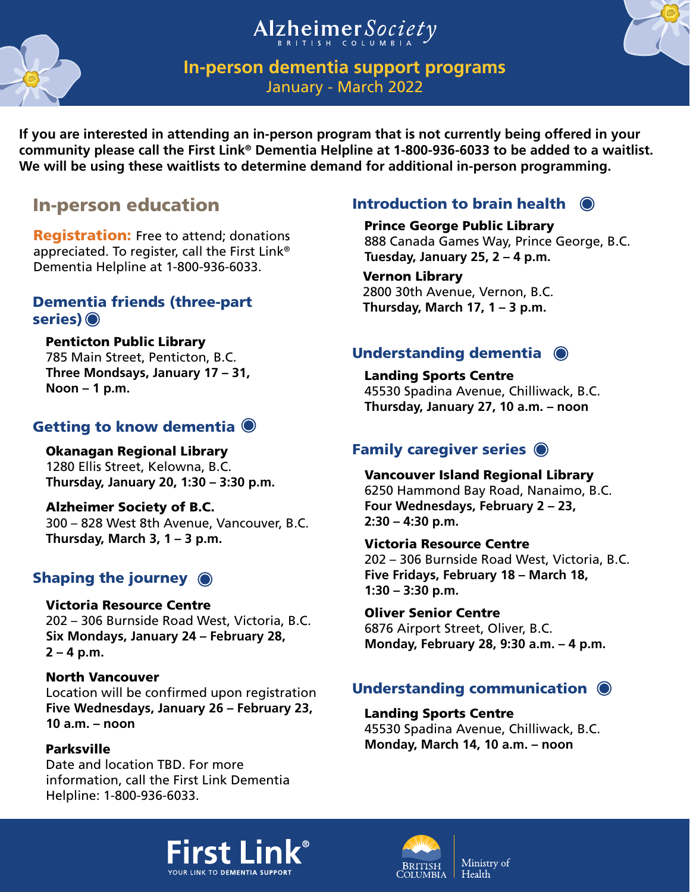# Alzheimer Society British Columbia

## In-person dementia support programs

January - March 2022

**If you are interested in attending an in-person program that is not currently being offered in your community please call the First Link® Dementia Helpline at 1-800-936-6033 to be added to a waitlist. We will be using these waitlists to determine demand for additional in-person programming.**

## In-person education

**Registration:** Free to attend; donations appreciated. To register, call the First Link® Dementia Helpline at 1-800-936-6033.

### Dementia friends (three-part series)

**Penticton Public Library**
785 Main Street, Penticton, B.C.
**Three Mondsays, January 17 – 31, Noon – 1 p.m.**

### Getting to know dementia

**Okanagan Regional Library**
1280 Ellis Street, Kelowna, B.C.
**Thursday, January 20, 1:30 – 3:30 p.m.**

**Alzheimer Society of B.C.**
300 – 828 West 8th Avenue, Vancouver, B.C.
**Thursday, March 3, 1 – 3 p.m.**

### Shaping the journey

**Victoria Resource Centre**
202 – 306 Burnside Road West, Victoria, B.C.
**Six Mondays, January 24 – February 28, 2 – 4 p.m.**

**North Vancouver**
Location will be confirmed upon registration
**Five Wednesdays, January 26 – February 23, 10 a.m. – noon**

**Parksville**
Date and location TBD. For more information, call the First Link Dementia Helpline: 1-800-936-6033.

### Introduction to brain health

**Prince George Public Library**
888 Canada Games Way, Prince George, B.C.
**Tuesday, January 25, 2 – 4 p.m.**

**Vernon Library**
2800 30th Avenue, Vernon, B.C.
**Thursday, March 17, 1 – 3 p.m.**

### Understanding dementia

**Landing Sports Centre**
45530 Spadina Avenue, Chilliwack, B.C.
**Thursday, January 27, 10 a.m. – noon**

### Family caregiver series

**Vancouver Island Regional Library**
6250 Hammond Bay Road, Nanaimo, B.C.
**Four Wednesdays, February 2 – 23, 2:30 – 4:30 p.m.**

**Victoria Resource Centre**
202 – 306 Burnside Road West, Victoria, B.C.
**Five Fridays, February 18 – March 18, 1:30 – 3:30 p.m.**

**Oliver Senior Centre**
6876 Airport Street, Oliver, B.C.
**Monday, February 28, 9:30 a.m. – 4 p.m.**

### Understanding communication

**Landing Sports Centre**
45530 Spadina Avenue, Chilliwack, B.C.
**Monday, March 14, 10 a.m. – noon**

First Link® — YOUR LINK TO DEMENTIA SUPPORT

British Columbia — Ministry of Health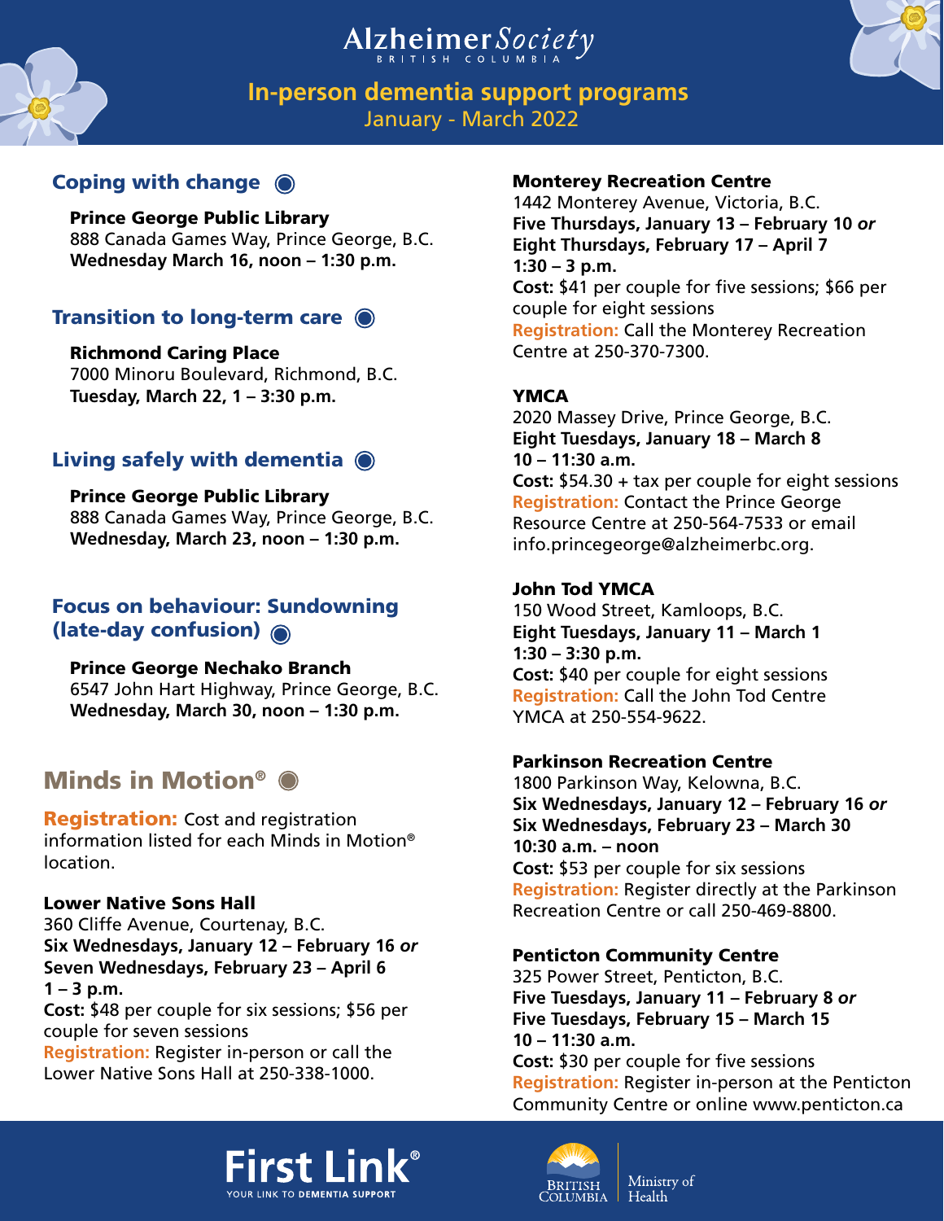# Alzheimer Society British Columbia

## In-person dementia support programs
January - March 2022

### Coping with change ◉

**Prince George Public Library**
888 Canada Games Way, Prince George, B.C.
**Wednesday March 16, noon – 1:30 p.m.**

### Transition to long-term care ◉

**Richmond Caring Place**
7000 Minoru Boulevard, Richmond, B.C.
**Tuesday, March 22, 1 – 3:30 p.m.**

### Living safely with dementia ◉

**Prince George Public Library**
888 Canada Games Way, Prince George, B.C.
**Wednesday, March 23, noon – 1:30 p.m.**

### Focus on behaviour: Sundowning (late-day confusion) ◉

**Prince George Nechako Branch**
6547 John Hart Highway, Prince George, B.C.
**Wednesday, March 30, noon – 1:30 p.m.**

## Minds in Motion® ◉

**Registration:** Cost and registration information listed for each Minds in Motion® location.

**Lower Native Sons Hall**
360 Cliffe Avenue, Courtenay, B.C.
**Six Wednesdays, January 12 – February 16 *or***
**Seven Wednesdays, February 23 – April 6**
**1 – 3 p.m.**
**Cost:** $48 per couple for six sessions; $56 per couple for seven sessions
**Registration:** Register in-person or call the Lower Native Sons Hall at 250-338-1000.

**Monterey Recreation Centre**
1442 Monterey Avenue, Victoria, B.C.
**Five Thursdays, January 13 – February 10 *or***
**Eight Thursdays, February 17 – April 7**
**1:30 – 3 p.m.**
**Cost:** $41 per couple for five sessions; $66 per couple for eight sessions
**Registration:** Call the Monterey Recreation Centre at 250-370-7300.

**YMCA**
2020 Massey Drive, Prince George, B.C.
**Eight Tuesdays, January 18 – March 8**
**10 – 11:30 a.m.**
**Cost:** $54.30 + tax per couple for eight sessions
**Registration:** Contact the Prince George Resource Centre at 250-564-7533 or email info.princegeorge@alzheimerbc.org.

**John Tod YMCA**
150 Wood Street, Kamloops, B.C.
**Eight Tuesdays, January 11 – March 1**
**1:30 – 3:30 p.m.**
**Cost:** $40 per couple for eight sessions
**Registration:** Call the John Tod Centre YMCA at 250-554-9622.

**Parkinson Recreation Centre**
1800 Parkinson Way, Kelowna, B.C.
**Six Wednesdays, January 12 – February 16 *or***
**Six Wednesdays, February 23 – March 30**
**10:30 a.m. – noon**
**Cost:** $53 per couple for six sessions
**Registration:** Register directly at the Parkinson Recreation Centre or call 250-469-8800.

**Penticton Community Centre**
325 Power Street, Penticton, B.C.
**Five Tuesdays, January 11 – February 8 *or***
**Five Tuesdays, February 15 – March 15**
**10 – 11:30 a.m.**
**Cost:** $30 per couple for five sessions
**Registration:** Register in-person at the Penticton Community Centre or online www.penticton.ca

First Link® YOUR LINK TO DEMENTIA SUPPORT

British Columbia Ministry of Health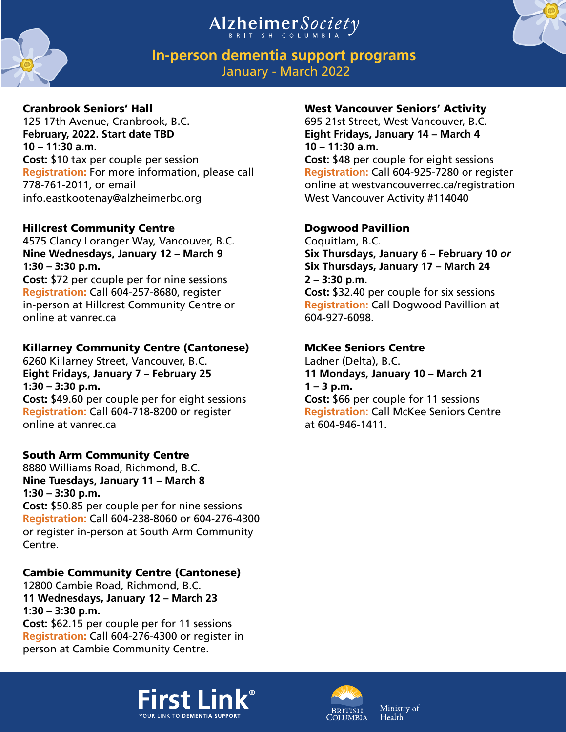# Alzheimer Society British Columbia

## In-person dementia support programs

January - March 2022

### Cranbrook Seniors' Hall

125 17th Avenue, Cranbrook, B.C.
**February, 2022. Start date TBD**
**10 – 11:30 a.m.**
**Cost:** $10 tax per couple per session
**Registration:** For more information, please call 778-761-2011, or email info.eastkootenay@alzheimerbc.org

### Hillcrest Community Centre

4575 Clancy Loranger Way, Vancouver, B.C.
**Nine Wednesdays, January 12 – March 9**
**1:30 – 3:30 p.m.**
**Cost:** $72 per couple per for nine sessions
**Registration:** Call 604-257-8680, register in-person at Hillcrest Community Centre or online at vanrec.ca

### Killarney Community Centre (Cantonese)

6260 Killarney Street, Vancouver, B.C.
**Eight Fridays, January 7 – February 25**
**1:30 – 3:30 p.m.**
**Cost:** $49.60 per couple per for eight sessions
**Registration:** Call 604-718-8200 or register online at vanrec.ca

### South Arm Community Centre

8880 Williams Road, Richmond, B.C.
**Nine Tuesdays, January 11 – March 8**
**1:30 – 3:30 p.m.**
**Cost:** $50.85 per couple per for nine sessions
**Registration:** Call 604-238-8060 or 604-276-4300 or register in-person at South Arm Community Centre.

### Cambie Community Centre (Cantonese)

12800 Cambie Road, Richmond, B.C.
**11 Wednesdays, January 12 – March 23**
**1:30 – 3:30 p.m.**
**Cost:** $62.15 per couple per for 11 sessions
**Registration:** Call 604-276-4300 or register in person at Cambie Community Centre.

### West Vancouver Seniors' Activity

695 21st Street, West Vancouver, B.C.
**Eight Fridays, January 14 – March 4**
**10 – 11:30 a.m.**
**Cost:** $48 per couple for eight sessions
**Registration:** Call 604-925-7280 or register online at westvancouverrec.ca/registration West Vancouver Activity #114040

### Dogwood Pavillion

Coquitlam, B.C.
**Six Thursdays, January 6 – February 10 *or***
**Six Thursdays, January 17 – March 24**
**2 – 3:30 p.m.**
**Cost:** $32.40 per couple for six sessions
**Registration:** Call Dogwood Pavillion at 604-927-6098.

### McKee Seniors Centre

Ladner (Delta), B.C.
**11 Mondays, January 10 – March 21**
**1 – 3 p.m.**
**Cost:** $66 per couple for 11 sessions
**Registration:** Call McKee Seniors Centre at 604-946-1411.

First Link® YOUR LINK TO DEMENTIA SUPPORT

British Columbia Ministry of Health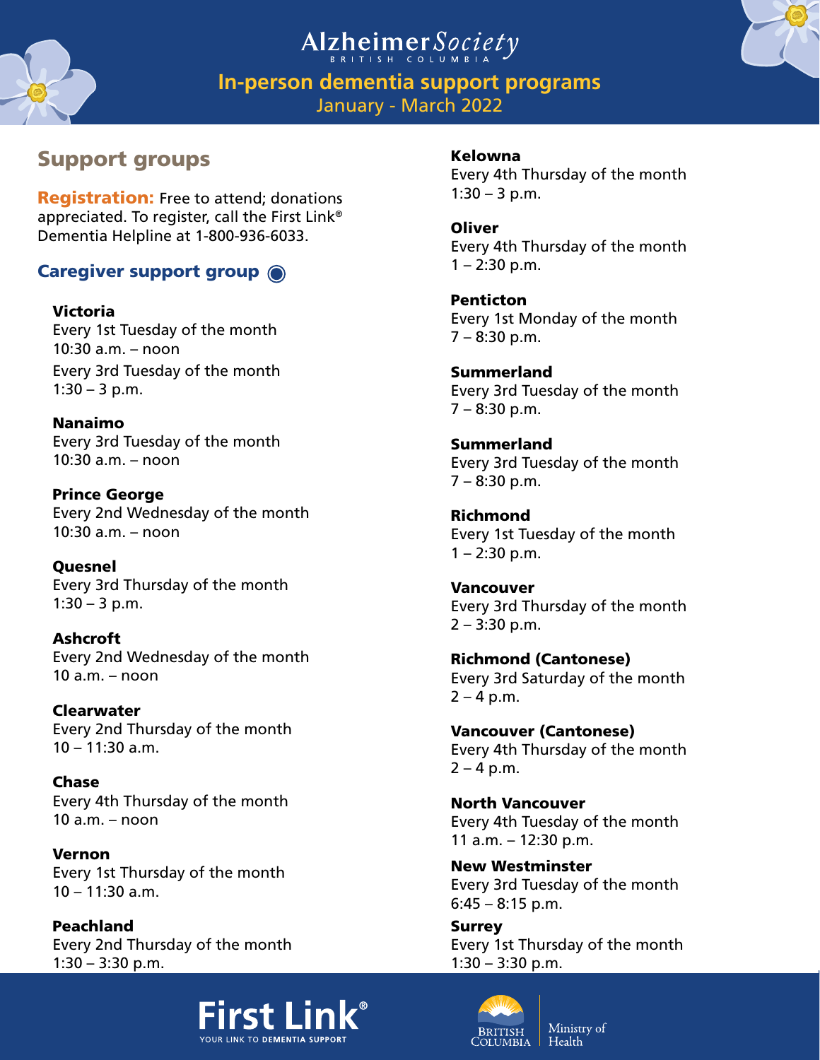Alzheimer Society BRITISH COLUMBIA

# In-person dementia support programs

January - March 2022

## Support groups

**Registration:** Free to attend; donations appreciated. To register, call the First Link® Dementia Helpline at 1-800-936-6033.

### Caregiver support group ◉

**Victoria**
Every 1st Tuesday of the month
10:30 a.m. – noon
Every 3rd Tuesday of the month
1:30 – 3 p.m.

**Nanaimo**
Every 3rd Tuesday of the month
10:30 a.m. – noon

**Prince George**
Every 2nd Wednesday of the month
10:30 a.m. – noon

**Quesnel**
Every 3rd Thursday of the month
1:30 – 3 p.m.

**Ashcroft**
Every 2nd Wednesday of the month
10 a.m. – noon

**Clearwater**
Every 2nd Thursday of the month
10 – 11:30 a.m.

**Chase**
Every 4th Thursday of the month
10 a.m. – noon

**Vernon**
Every 1st Thursday of the month
10 – 11:30 a.m.

**Peachland**
Every 2nd Thursday of the month
1:30 – 3:30 p.m.

**Kelowna**
Every 4th Thursday of the month
1:30 – 3 p.m.

**Oliver**
Every 4th Thursday of the month
1 – 2:30 p.m.

**Penticton**
Every 1st Monday of the month
7 – 8:30 p.m.

**Summerland**
Every 3rd Tuesday of the month
7 – 8:30 p.m.

**Summerland**
Every 3rd Tuesday of the month
7 – 8:30 p.m.

**Richmond**
Every 1st Tuesday of the month
1 – 2:30 p.m.

**Vancouver**
Every 3rd Thursday of the month
2 – 3:30 p.m.

**Richmond (Cantonese)**
Every 3rd Saturday of the month
2 – 4 p.m.

**Vancouver (Cantonese)**
Every 4th Thursday of the month
2 – 4 p.m.

**North Vancouver**
Every 4th Tuesday of the month
11 a.m. – 12:30 p.m.

**New Westminster**
Every 3rd Tuesday of the month
6:45 – 8:15 p.m.

**Surrey**
Every 1st Thursday of the month
1:30 – 3:30 p.m.

First Link® YOUR LINK TO DEMENTIA SUPPORT

BRITISH COLUMBIA Ministry of Health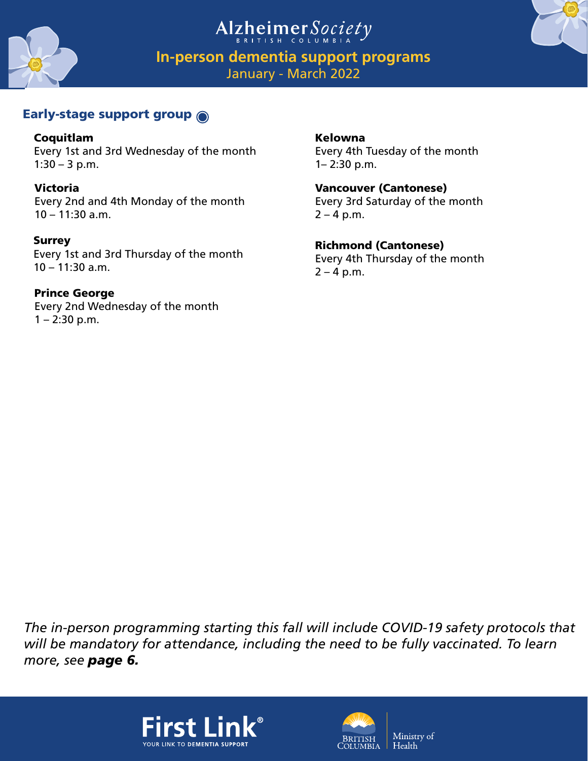# Alzheimer Society British Columbia

## In-person dementia support programs

January - March 2022

### Early-stage support group ◉

**Coquitlam**
Every 1st and 3rd Wednesday of the month
1:30 – 3 p.m.

**Victoria**
Every 2nd and 4th Monday of the month
10 – 11:30 a.m.

**Surrey**
Every 1st and 3rd Thursday of the month
10 – 11:30 a.m.

**Prince George**
Every 2nd Wednesday of the month
1 – 2:30 p.m.

**Kelowna**
Every 4th Tuesday of the month
1– 2:30 p.m.

**Vancouver (Cantonese)**
Every 3rd Saturday of the month
2 – 4 p.m.

**Richmond (Cantonese)**
Every 4th Thursday of the month
2 – 4 p.m.

*The in-person programming starting this fall will include COVID-19 safety protocols that will be mandatory for attendance, including the need to be fully vaccinated. To learn more, see* ***page 6.***

First Link® YOUR LINK TO DEMENTIA SUPPORT

British Columbia | Ministry of Health